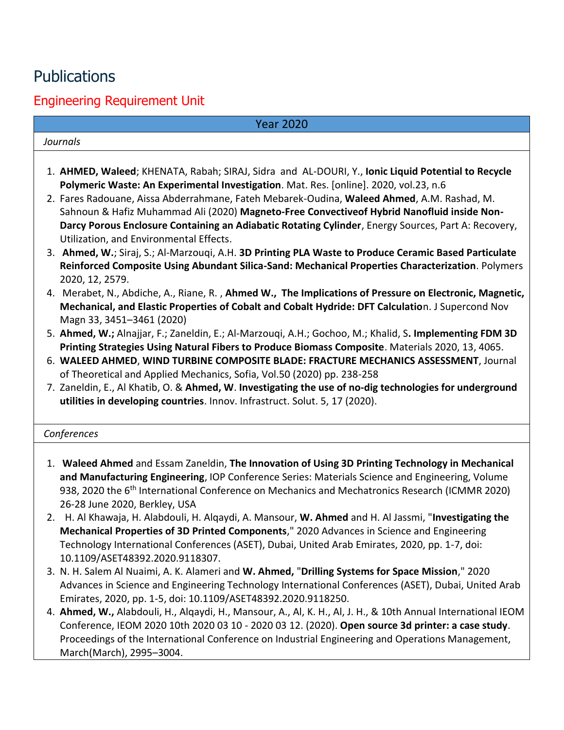# Publications

## Engineering Requirement Unit

### Year 2020

*Journals*

1. **AHMED, Waleed**; KHENATA, Rabah; SIRAJ, Sidra and AL-DOURI, Y., **Ionic Liquid Potential to Recycle Polymeric Waste: An Experimental Investigation**. Mat. Res. [online]. 2020, vol.23, n.6
2. Fares Radouane, Aissa Abderrahmane, Fateh Mebarek-Oudina, **Waleed Ahmed**, A.M. Rashad, M. Sahnoun & Hafiz Muhammad Ali (2020) **Magneto-Free Convectiveof Hybrid Nanofluid inside Non-Darcy Porous Enclosure Containing an Adiabatic Rotating Cylinder**, Energy Sources, Part A: Recovery, Utilization, and Environmental Effects.
3. **Ahmed, W.**; Siraj, S.; Al-Marzouqi, A.H. **3D Printing PLA Waste to Produce Ceramic Based Particulate Reinforced Composite Using Abundant Silica-Sand: Mechanical Properties Characterization**. Polymers 2020, 12, 2579.
4. Merabet, N., Abdiche, A., Riane, R. , **Ahmed W., The Implications of Pressure on Electronic, Magnetic, Mechanical, and Elastic Properties of Cobalt and Cobalt Hydride: DFT Calculatio**n. J Supercond Nov Magn 33, 3451–3461 (2020)
5. **Ahmed, W.;** Alnajjar, F.; Zaneldin, E.; Al-Marzouqi, A.H.; Gochoo, M.; Khalid, S**. Implementing FDM 3D Printing Strategies Using Natural Fibers to Produce Biomass Composite**. Materials 2020, 13, 4065.
6. **WALEED AHMED**, **WIND TURBINE COMPOSITE BLADE: FRACTURE MECHANICS ASSESSMENT**, Journal of Theoretical and Applied Mechanics, Sofia, Vol.50 (2020) pp. 238-258
7. Zaneldin, E., Al Khatib, O. & **Ahmed, W**. **Investigating the use of no-dig technologies for underground utilities in developing countries**. Innov. Infrastruct. Solut. 5, 17 (2020).

*Conferences*

1. **Waleed Ahmed** and Essam Zaneldin, **The Innovation of Using 3D Printing Technology in Mechanical and Manufacturing Engineering**, IOP Conference Series: Materials Science and Engineering, Volume 938, 2020 the 6th International Conference on Mechanics and Mechatronics Research (ICMMR 2020) 26-28 June 2020, Berkley, USA
2. H. Al Khawaja, H. Alabdouli, H. Alqaydi, A. Mansour, **W. Ahmed** and H. Al Jassmi, "**Investigating the Mechanical Properties of 3D Printed Components**," 2020 Advances in Science and Engineering Technology International Conferences (ASET), Dubai, United Arab Emirates, 2020, pp. 1-7, doi: 10.1109/ASET48392.2020.9118307.
3. N. H. Salem Al Nuaimi, A. K. Alameri and **W. Ahmed,** "**Drilling Systems for Space Mission**," 2020 Advances in Science and Engineering Technology International Conferences (ASET), Dubai, United Arab Emirates, 2020, pp. 1-5, doi: 10.1109/ASET48392.2020.9118250.
4. **Ahmed, W.,** Alabdouli, H., Alqaydi, H., Mansour, A., Al, K. H., Al, J. H., & 10th Annual International IEOM Conference, IEOM 2020 10th 2020 03 10 - 2020 03 12. (2020). **Open source 3d printer: a case study**. Proceedings of the International Conference on Industrial Engineering and Operations Management, March(March), 2995–3004.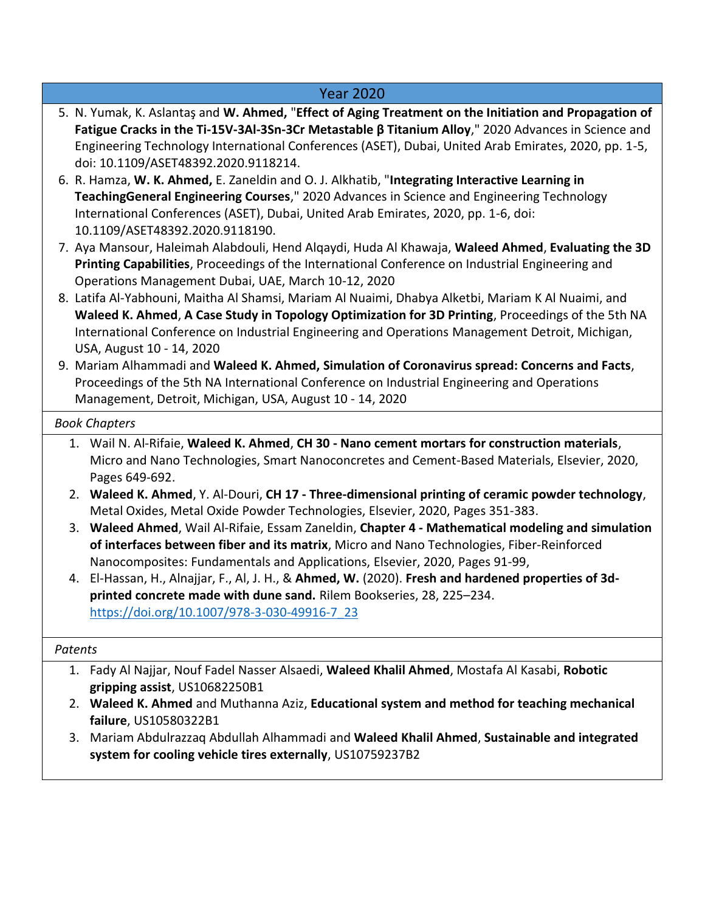## Year 2020

5. N. Yumak, K. Aslantaş and **W. Ahmed,** "**Effect of Aging Treatment on the Initiation and Propagation of Fatigue Cracks in the Ti-15V-3Al-3Sn-3Cr Metastable β Titanium Alloy**," 2020 Advances in Science and Engineering Technology International Conferences (ASET), Dubai, United Arab Emirates, 2020, pp. 1-5, doi: 10.1109/ASET48392.2020.9118214.
6. R. Hamza, **W. K. Ahmed,** E. Zaneldin and O. J. Alkhatib, "**Integrating Interactive Learning in TeachingGeneral Engineering Courses**," 2020 Advances in Science and Engineering Technology International Conferences (ASET), Dubai, United Arab Emirates, 2020, pp. 1-6, doi: 10.1109/ASET48392.2020.9118190.
7. Aya Mansour, Haleimah Alabdouli, Hend Alqaydi, Huda Al Khawaja, **Waleed Ahmed**, **Evaluating the 3D Printing Capabilities**, Proceedings of the International Conference on Industrial Engineering and Operations Management Dubai, UAE, March 10-12, 2020
8. Latifa Al-Yabhouni, Maitha Al Shamsi, Mariam Al Nuaimi, Dhabya Alketbi, Mariam K Al Nuaimi, and **Waleed K. Ahmed**, **A Case Study in Topology Optimization for 3D Printing**, Proceedings of the 5th NA International Conference on Industrial Engineering and Operations Management Detroit, Michigan, USA, August 10 - 14, 2020
9. Mariam Alhammadi and **Waleed K. Ahmed, Simulation of Coronavirus spread: Concerns and Facts**, Proceedings of the 5th NA International Conference on Industrial Engineering and Operations Management, Detroit, Michigan, USA, August 10 - 14, 2020

*Book Chapters*

1. Wail N. Al-Rifaie, **Waleed K. Ahmed**, **CH 30 - Nano cement mortars for construction materials**, Micro and Nano Technologies, Smart Nanoconcretes and Cement-Based Materials, Elsevier, 2020, Pages 649-692.
2. **Waleed K. Ahmed**, Y. Al-Douri, **CH 17 - Three-dimensional printing of ceramic powder technology**, Metal Oxides, Metal Oxide Powder Technologies, Elsevier, 2020, Pages 351-383.
3. **Waleed Ahmed**, Wail Al-Rifaie, Essam Zaneldin, **Chapter 4 - Mathematical modeling and simulation of interfaces between fiber and its matrix**, Micro and Nano Technologies, Fiber-Reinforced Nanocomposites: Fundamentals and Applications, Elsevier, 2020, Pages 91-99,
4. El-Hassan, H., Alnajjar, F., Al, J. H., & **Ahmed, W.** (2020). **Fresh and hardened properties of 3d-printed concrete made with dune sand.** Rilem Bookseries, 28, 225–234. https://doi.org/10.1007/978-3-030-49916-7_23

*Patents*

1. Fady Al Najjar, Nouf Fadel Nasser Alsaedi, **Waleed Khalil Ahmed**, Mostafa Al Kasabi, **Robotic gripping assist**, US10682250B1
2. **Waleed K. Ahmed** and Muthanna Aziz, **Educational system and method for teaching mechanical failure**, US10580322B1
3. Mariam Abdulrazzaq Abdullah Alhammadi and **Waleed Khalil Ahmed**, **Sustainable and integrated system for cooling vehicle tires externally**, US10759237B2